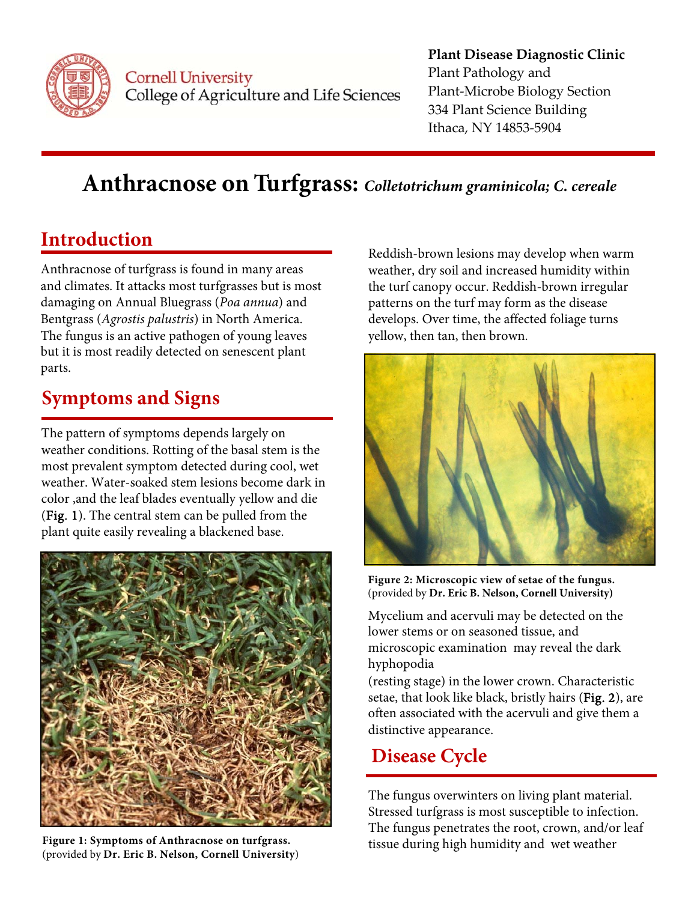Cornell University
College of Agriculture and Life Sciences

**Plant Disease Diagnostic Clinic**
Plant Pathology and
Plant-Microbe Biology Section
334 Plant Science Building
Ithaca, NY 14853-5904

# Anthracnose on Turfgrass: *Colletotrichum graminicola; C. cereale*

## Introduction

Anthracnose of turfgrass is found in many areas and climates. It attacks most turfgrasses but is most damaging on Annual Bluegrass (*Poa annua*) and Bentgrass (*Agrostis palustris*) in North America. The fungus is an active pathogen of young leaves but it is most readily detected on senescent plant parts.

## Symptoms and Signs

The pattern of symptoms depends largely on weather conditions. Rotting of the basal stem is the most prevalent symptom detected during cool, wet weather. Water-soaked stem lesions become dark in color ,and the leaf blades eventually yellow and die (Fig. 1). The central stem can be pulled from the plant quite easily revealing a blackened base.

**Figure 1: Symptoms of Anthracnose on turfgrass.** (provided by **Dr. Eric B. Nelson, Cornell University**)

Reddish-brown lesions may develop when warm weather, dry soil and increased humidity within the turf canopy occur. Reddish-brown irregular patterns on the turf may form as the disease develops. Over time, the affected foliage turns yellow, then tan, then brown.

**Figure 2: Microscopic view of setae of the fungus.** (provided by **Dr. Eric B. Nelson, Cornell University)**

Mycelium and acervuli may be detected on the lower stems or on seasoned tissue, and microscopic examination may reveal the dark hyphopodia
(resting stage) in the lower crown. Characteristic setae, that look like black, bristly hairs (Fig. 2), are often associated with the acervuli and give them a distinctive appearance.

## Disease Cycle

The fungus overwinters on living plant material. Stressed turfgrass is most susceptible to infection. The fungus penetrates the root, crown, and/or leaf tissue during high humidity and wet weather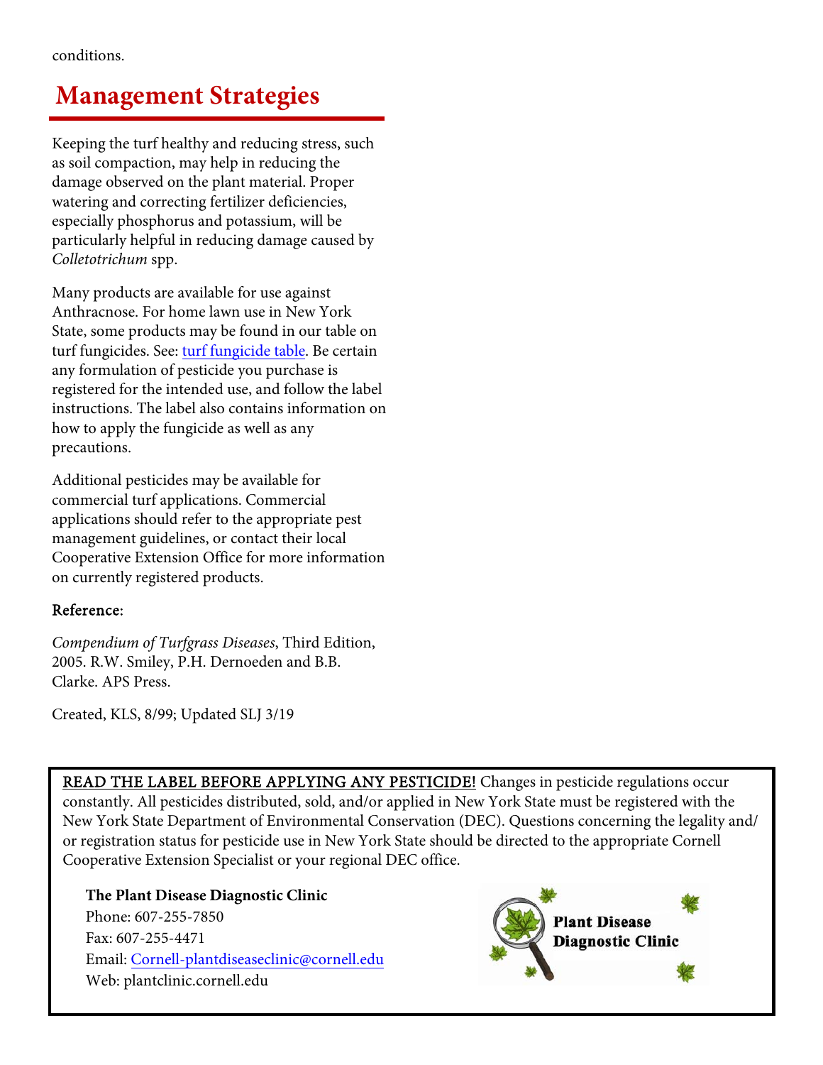conditions.

## Management Strategies

Keeping the turf healthy and reducing stress, such as soil compaction, may help in reducing the damage observed on the plant material. Proper watering and correcting fertilizer deficiencies, especially phosphorus and potassium, will be particularly helpful in reducing damage caused by *Colletotrichum* spp.

Many products are available for use against Anthracnose. For home lawn use in New York State, some products may be found in our table on turf fungicides. See: turf fungicide table. Be certain any formulation of pesticide you purchase is registered for the intended use, and follow the label instructions. The label also contains information on how to apply the fungicide as well as any precautions.

Additional pesticides may be available for commercial turf applications. Commercial applications should refer to the appropriate pest management guidelines, or contact their local Cooperative Extension Office for more information on currently registered products.

Reference:

*Compendium of Turfgrass Diseases*, Third Edition, 2005. R.W. Smiley, P.H. Dernoeden and B.B. Clarke. APS Press.

Created, KLS, 8/99; Updated SLJ 3/19

READ THE LABEL BEFORE APPLYING ANY PESTICIDE! Changes in pesticide regulations occur constantly. All pesticides distributed, sold, and/or applied in New York State must be registered with the New York State Department of Environmental Conservation (DEC). Questions concerning the legality and/or registration status for pesticide use in New York State should be directed to the appropriate Cornell Cooperative Extension Specialist or your regional DEC office.

**The Plant Disease Diagnostic Clinic**
Phone: 607-255-7850
Fax: 607-255-4471
Email: Cornell-plantdiseaseclinic@cornell.edu
Web: plantclinic.cornell.edu

Plant Disease Diagnostic Clinic